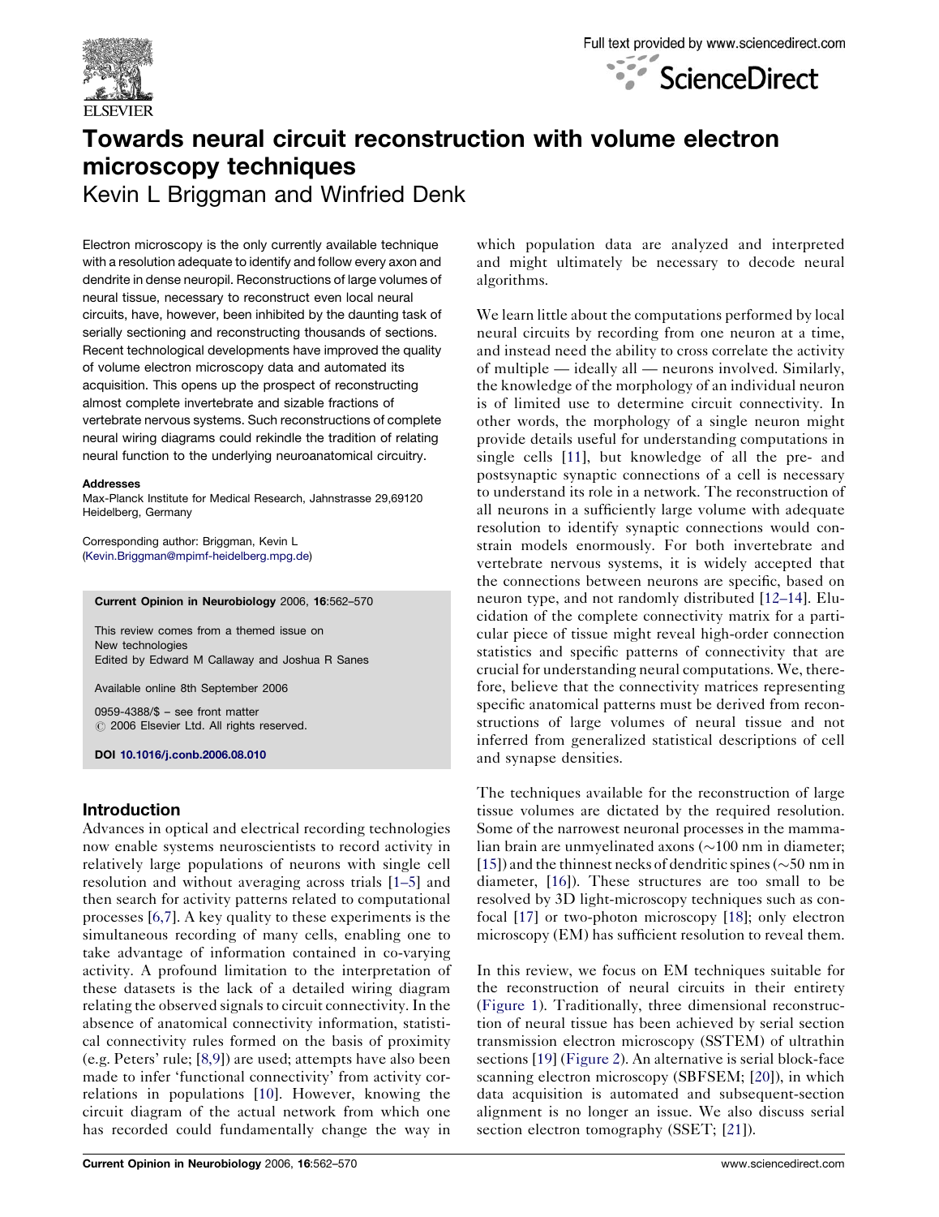# Towards neural circuit reconstruction with volume electron microscopy techniques

Kevin L Briggman and Winfried Denk

Electron microscopy is the only currently available technique with a resolution adequate to identify and follow every axon and dendrite in dense neuropil. Reconstructions of large volumes of neural tissue, necessary to reconstruct even local neural circuits, have, however, been inhibited by the daunting task of serially sectioning and reconstructing thousands of sections. Recent technological developments have improved the quality of volume electron microscopy data and automated its acquisition. This opens up the prospect of reconstructing almost complete invertebrate and sizable fractions of vertebrate nervous systems. Such reconstructions of complete neural wiring diagrams could rekindle the tradition of relating neural function to the underlying neuroanatomical circuitry.

**Addresses**
Max-Planck Institute for Medical Research, Jahnstrasse 29,69120 Heidelberg, Germany

Corresponding author: Briggman, Kevin L (Kevin.Briggman@mpimf-heidelberg.mpg.de)

**Current Opinion in Neurobiology** 2006, **16**:562–570

This review comes from a themed issue on New technologies
Edited by Edward M Callaway and Joshua R Sanes

Available online 8th September 2006

0959-4388/$ – see front matter
© 2006 Elsevier Ltd. All rights reserved.

**DOI** 10.1016/j.conb.2006.08.010

## Introduction

Advances in optical and electrical recording technologies now enable systems neuroscientists to record activity in relatively large populations of neurons with single cell resolution and without averaging across trials [1–5] and then search for activity patterns related to computational processes [6,7]. A key quality to these experiments is the simultaneous recording of many cells, enabling one to take advantage of information contained in co-varying activity. A profound limitation to the interpretation of these datasets is the lack of a detailed wiring diagram relating the observed signals to circuit connectivity. In the absence of anatomical connectivity information, statistical connectivity rules formed on the basis of proximity (e.g. Peters' rule; [8,9]) are used; attempts have also been made to infer 'functional connectivity' from activity correlations in populations [10]. However, knowing the circuit diagram of the actual network from which one has recorded could fundamentally change the way in which population data are analyzed and interpreted and might ultimately be necessary to decode neural algorithms.

We learn little about the computations performed by local neural circuits by recording from one neuron at a time, and instead need the ability to cross correlate the activity of multiple — ideally all — neurons involved. Similarly, the knowledge of the morphology of an individual neuron is of limited use to determine circuit connectivity. In other words, the morphology of a single neuron might provide details useful for understanding computations in single cells [11], but knowledge of all the pre- and postsynaptic synaptic connections of a cell is necessary to understand its role in a network. The reconstruction of all neurons in a sufficiently large volume with adequate resolution to identify synaptic connections would constrain models enormously. For both invertebrate and vertebrate nervous systems, it is widely accepted that the connections between neurons are specific, based on neuron type, and not randomly distributed [12–14]. Elucidation of the complete connectivity matrix for a particular piece of tissue might reveal high-order connection statistics and specific patterns of connectivity that are crucial for understanding neural computations. We, therefore, believe that the connectivity matrices representing specific anatomical patterns must be derived from reconstructions of large volumes of neural tissue and not inferred from generalized statistical descriptions of cell and synapse densities.

The techniques available for the reconstruction of large tissue volumes are dictated by the required resolution. Some of the narrowest neuronal processes in the mammalian brain are unmyelinated axons (~100 nm in diameter; [15]) and the thinnest necks of dendritic spines (~50 nm in diameter, [16]). These structures are too small to be resolved by 3D light-microscopy techniques such as confocal [17] or two-photon microscopy [18]; only electron microscopy (EM) has sufficient resolution to reveal them.

In this review, we focus on EM techniques suitable for the reconstruction of neural circuits in their entirety (Figure 1). Traditionally, three dimensional reconstruction of neural tissue has been achieved by serial section transmission electron microscopy (SSTEM) of ultrathin sections [19] (Figure 2). An alternative is serial block-face scanning electron microscopy (SBFSEM; [20]), in which data acquisition is automated and subsequent-section alignment is no longer an issue. We also discuss serial section electron tomography (SSET; [21]).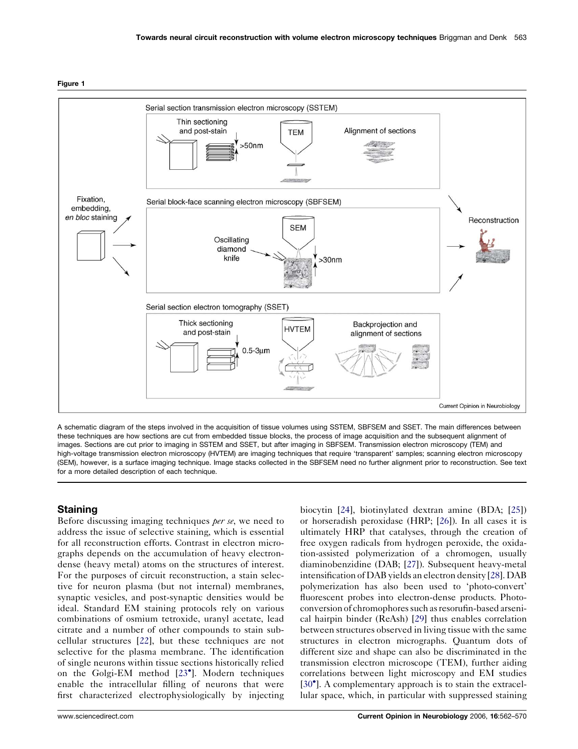**Figure 1**

Serial section transmission electron microscopy (SSTEM)

Thin sectioning and post-stain

>50nm

TEM

Alignment of sections

Fixation, embedding, *en bloc* staining

Serial block-face scanning electron microscopy (SBFSEM)

SEM

Oscillating diamond knife

>30nm

Reconstruction

Serial section electron tomography (SSET)

Thick sectioning and post-stain

0.5-3μm

HVTEM

Backprojection and alignment of sections

Current Opinion in Neurobiology

A schematic diagram of the steps involved in the acquisition of tissue volumes using SSTEM, SBFSEM and SSET. The main differences between these techniques are how sections are cut from embedded tissue blocks, the process of image acquisition and the subsequent alignment of images. Sections are cut prior to imaging in SSTEM and SSET, but after imaging in SBFSEM. Transmission electron microscopy (TEM) and high-voltage transmission electron microscopy (HVTEM) are imaging techniques that require 'transparent' samples; scanning electron microscopy (SEM), however, is a surface imaging technique. Image stacks collected in the SBFSEM need no further alignment prior to reconstruction. See text for a more detailed description of each technique.

## Staining

Before discussing imaging techniques *per se*, we need to address the issue of selective staining, which is essential for all reconstruction efforts. Contrast in electron micrographs depends on the accumulation of heavy electron-dense (heavy metal) atoms on the structures of interest. For the purposes of circuit reconstruction, a stain selective for neuron plasma (but not internal) membranes, synaptic vesicles, and post-synaptic densities would be ideal. Standard EM staining protocols rely on various combinations of osmium tetroxide, uranyl acetate, lead citrate and a number of other compounds to stain subcellular structures [22], but these techniques are not selective for the plasma membrane. The identification of single neurons within tissue sections historically relied on the Golgi-EM method [23•]. Modern techniques enable the intracellular filling of neurons that were first characterized electrophysiologically by injecting biocytin [24], biotinylated dextran amine (BDA; [25]) or horseradish peroxidase (HRP; [26]). In all cases it is ultimately HRP that catalyses, through the creation of free oxygen radicals from hydrogen peroxide, the oxidation-assisted polymerization of a chromogen, usually diaminobenzidine (DAB; [27]). Subsequent heavy-metal intensification of DAB yields an electron density [28]. DAB polymerization has also been used to 'photo-convert' fluorescent probes into electron-dense products. Photoconversion of chromophores such as resorufin-based arsenical hairpin binder (ReAsh) [29] thus enables correlation between structures observed in living tissue with the same structures in electron micrographs. Quantum dots of different size and shape can also be discriminated in the transmission electron microscope (TEM), further aiding correlations between light microscopy and EM studies [30•]. A complementary approach is to stain the extracellular space, which, in particular with suppressed staining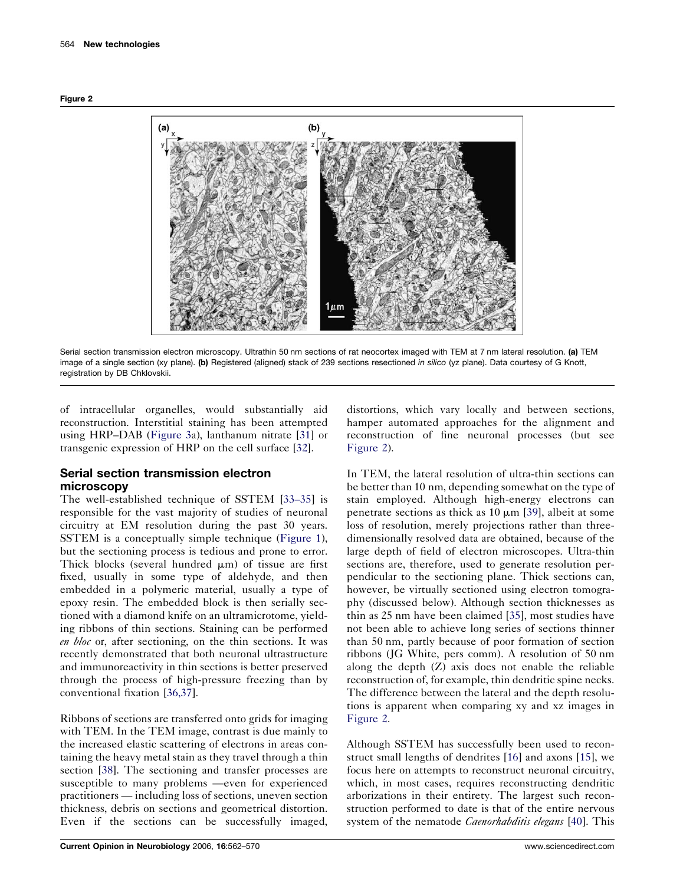**Figure 2**

(a) x y

(b) y z

1μm

Serial section transmission electron microscopy. Ultrathin 50 nm sections of rat neocortex imaged with TEM at 7 nm lateral resolution. **(a)** TEM image of a single section (xy plane). **(b)** Registered (aligned) stack of 239 sections resectioned *in silico* (yz plane). Data courtesy of G Knott, registration by DB Chklovskii.

of intracellular organelles, would substantially aid reconstruction. Interstitial staining has been attempted using HRP–DAB (Figure 3a), lanthanum nitrate [31] or transgenic expression of HRP on the cell surface [32].

## Serial section transmission electron microscopy

The well-established technique of SSTEM [33–35] is responsible for the vast majority of studies of neuronal circuitry at EM resolution during the past 30 years. SSTEM is a conceptually simple technique (Figure 1), but the sectioning process is tedious and prone to error. Thick blocks (several hundred μm) of tissue are first fixed, usually in some type of aldehyde, and then embedded in a polymeric material, usually a type of epoxy resin. The embedded block is then serially sectioned with a diamond knife on an ultramicrotome, yielding ribbons of thin sections. Staining can be performed *en bloc* or, after sectioning, on the thin sections. It was recently demonstrated that both neuronal ultrastructure and immunoreactivity in thin sections is better preserved through the process of high-pressure freezing than by conventional fixation [36,37].

Ribbons of sections are transferred onto grids for imaging with TEM. In the TEM image, contrast is due mainly to the increased elastic scattering of electrons in areas containing the heavy metal stain as they travel through a thin section [38]. The sectioning and transfer processes are susceptible to many problems —even for experienced practitioners — including loss of sections, uneven section thickness, debris on sections and geometrical distortion. Even if the sections can be successfully imaged, distortions, which vary locally and between sections, hamper automated approaches for the alignment and reconstruction of fine neuronal processes (but see Figure 2).

In TEM, the lateral resolution of ultra-thin sections can be better than 10 nm, depending somewhat on the type of stain employed. Although high-energy electrons can penetrate sections as thick as 10 μm [39], albeit at some loss of resolution, merely projections rather than three-dimensionally resolved data are obtained, because of the large depth of field of electron microscopes. Ultra-thin sections are, therefore, used to generate resolution perpendicular to the sectioning plane. Thick sections can, however, be virtually sectioned using electron tomography (discussed below). Although section thicknesses as thin as 25 nm have been claimed [35], most studies have not been able to achieve long series of sections thinner than 50 nm, partly because of poor formation of section ribbons (JG White, pers comm). A resolution of 50 nm along the depth (Z) axis does not enable the reliable reconstruction of, for example, thin dendritic spine necks. The difference between the lateral and the depth resolutions is apparent when comparing xy and xz images in Figure 2.

Although SSTEM has successfully been used to reconstruct small lengths of dendrites [16] and axons [15], we focus here on attempts to reconstruct neuronal circuitry, which, in most cases, requires reconstructing dendritic arborizations in their entirety. The largest such reconstruction performed to date is that of the entire nervous system of the nematode *Caenorhabditis elegans* [40]. This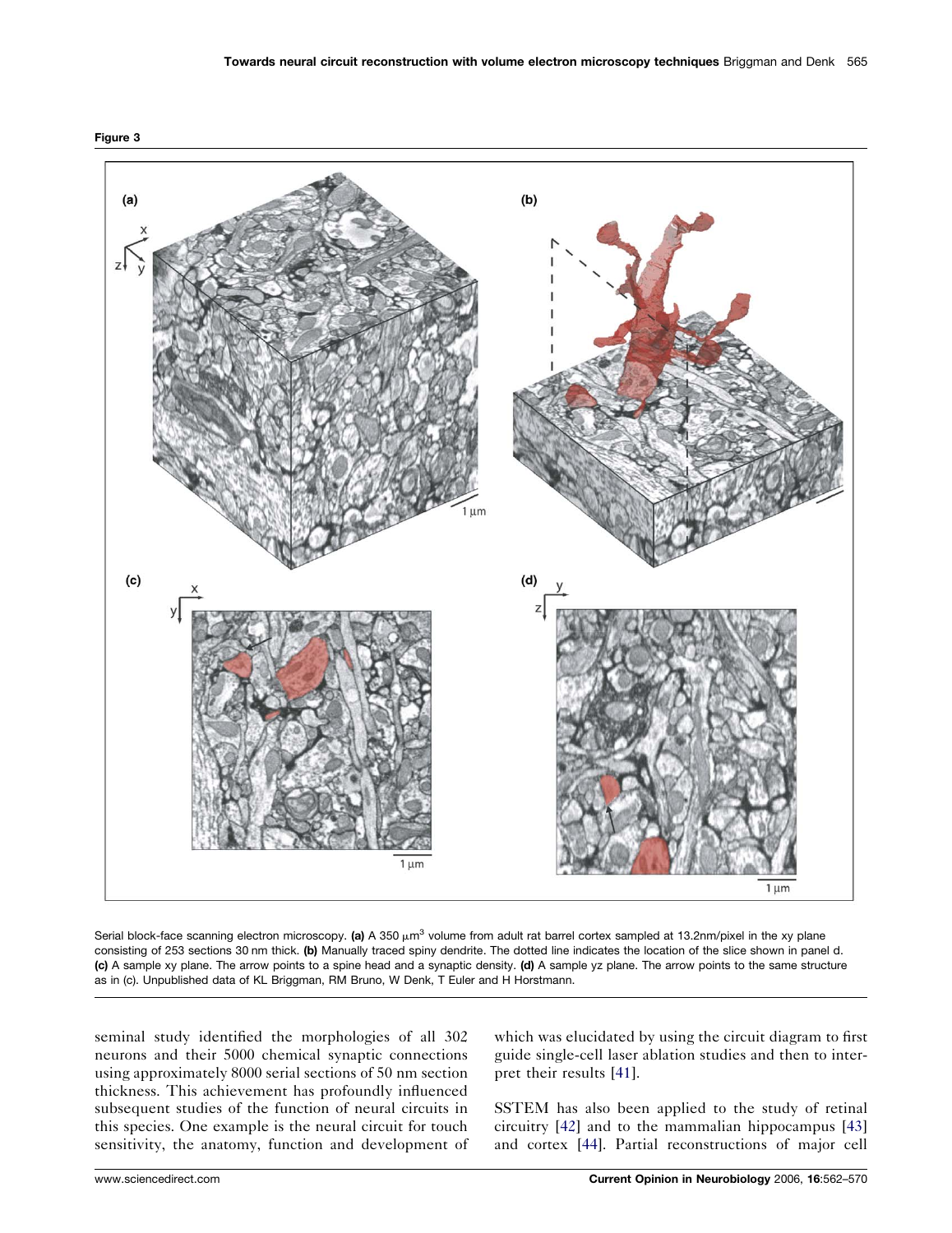Figure 3

(a)

x

z

y

1 μm

(b)

(c)

x

y

1 μm

(d)

y

z

1 μm

Serial block-face scanning electron microscopy. **(a)** A 350 $\mu m^3$ volume from adult rat barrel cortex sampled at 13.2nm/pixel in the xy plane consisting of 253 sections 30 nm thick. **(b)** Manually traced spiny dendrite. The dotted line indicates the location of the slice shown in panel d. **(c)** A sample xy plane. The arrow points to a spine head and a synaptic density. **(d)** A sample yz plane. The arrow points to the same structure as in (c). Unpublished data of KL Briggman, RM Bruno, W Denk, T Euler and H Horstmann.

seminal study identified the morphologies of all 302 neurons and their 5000 chemical synaptic connections using approximately 8000 serial sections of 50 nm section thickness. This achievement has profoundly influenced subsequent studies of the function of neural circuits in this species. One example is the neural circuit for touch sensitivity, the anatomy, function and development of which was elucidated by using the circuit diagram to first guide single-cell laser ablation studies and then to interpret their results [41].

SSTEM has also been applied to the study of retinal circuitry [42] and to the mammalian hippocampus [43] and cortex [44]. Partial reconstructions of major cell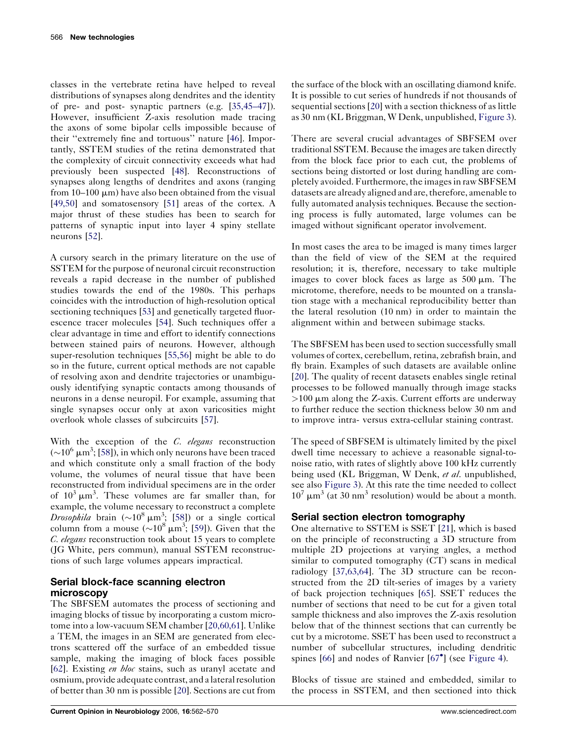classes in the vertebrate retina have helped to reveal distributions of synapses along dendrites and the identity of pre- and post- synaptic partners (e.g. [35,45–47]). However, insufficient Z-axis resolution made tracing the axons of some bipolar cells impossible because of their ''extremely fine and tortuous'' nature [46]. Importantly, SSTEM studies of the retina demonstrated that the complexity of circuit connectivity exceeds what had previously been suspected [48]. Reconstructions of synapses along lengths of dendrites and axons (ranging from 10–100 μm) have also been obtained from the visual [49,50] and somatosensory [51] areas of the cortex. A major thrust of these studies has been to search for patterns of synaptic input into layer 4 spiny stellate neurons [52].

A cursory search in the primary literature on the use of SSTEM for the purpose of neuronal circuit reconstruction reveals a rapid decrease in the number of published studies towards the end of the 1980s. This perhaps coincides with the introduction of high-resolution optical sectioning techniques [53] and genetically targeted fluorescence tracer molecules [54]. Such techniques offer a clear advantage in time and effort to identify connections between stained pairs of neurons. However, although super-resolution techniques [55,56] might be able to do so in the future, current optical methods are not capable of resolving axon and dendrite trajectories or unambiguously identifying synaptic contacts among thousands of neurons in a dense neuropil. For example, assuming that single synapses occur only at axon varicosities might overlook whole classes of subcircuits [57].

With the exception of the *C. elegans* reconstruction ($\sim 10^6$ $\mu m^3$; [58]), in which only neurons have been traced and which constitute only a small fraction of the body volume, the volumes of neural tissue that have been reconstructed from individual specimens are in the order of $10^3$ $\mu m^3$. These volumes are far smaller than, for example, the volume necessary to reconstruct a complete *Drosophila* brain ($\sim 10^8$ $\mu m^3$; [58]) or a single cortical column from a mouse ($\sim 10^8$ $\mu m^3$; [59]). Given that the *C. elegans* reconstruction took about 15 years to complete (JG White, pers commun), manual SSTEM reconstructions of such large volumes appears impractical.

## Serial block-face scanning electron microscopy

The SBFSEM automates the process of sectioning and imaging blocks of tissue by incorporating a custom microtome into a low-vacuum SEM chamber [20,60,61]. Unlike a TEM, the images in an SEM are generated from electrons scattered off the surface of an embedded tissue sample, making the imaging of block faces possible [62]. Existing *en bloc* stains, such as uranyl acetate and osmium, provide adequate contrast, and a lateral resolution of better than 30 nm is possible [20]. Sections are cut from the surface of the block with an oscillating diamond knife. It is possible to cut series of hundreds if not thousands of sequential sections [20] with a section thickness of as little as 30 nm (KL Briggman, W Denk, unpublished, Figure 3).

There are several crucial advantages of SBFSEM over traditional SSTEM. Because the images are taken directly from the block face prior to each cut, the problems of sections being distorted or lost during handling are completely avoided. Furthermore, the images in raw SBFSEM datasets are already aligned and are, therefore, amenable to fully automated analysis techniques. Because the sectioning process is fully automated, large volumes can be imaged without significant operator involvement.

In most cases the area to be imaged is many times larger than the field of view of the SEM at the required resolution; it is, therefore, necessary to take multiple images to cover block faces as large as 500 μm. The microtome, therefore, needs to be mounted on a translation stage with a mechanical reproducibility better than the lateral resolution (10 nm) in order to maintain the alignment within and between subimage stacks.

The SBFSEM has been used to section successfully small volumes of cortex, cerebellum, retina, zebrafish brain, and fly brain. Examples of such datasets are available online [20]. The quality of recent datasets enables single retinal processes to be followed manually through image stacks >100 μm along the Z-axis. Current efforts are underway to further reduce the section thickness below 30 nm and to improve intra- versus extra-cellular staining contrast.

The speed of SBFSEM is ultimately limited by the pixel dwell time necessary to achieve a reasonable signal-to-noise ratio, with rates of slightly above 100 kHz currently being used (KL Briggman, W Denk, *et al.* unpublished, see also Figure 3). At this rate the time needed to collect $10^7$ $\mu m^3$ (at 30 $nm^3$ resolution) would be about a month.

## Serial section electron tomography

One alternative to SSTEM is SSET [21], which is based on the principle of reconstructing a 3D structure from multiple 2D projections at varying angles, a method similar to computed tomography (CT) scans in medical radiology [37,63,64]. The 3D structure can be reconstructed from the 2D tilt-series of images by a variety of back projection techniques [65]. SSET reduces the number of sections that need to be cut for a given total sample thickness and also improves the Z-axis resolution below that of the thinnest sections that can currently be cut by a microtome. SSET has been used to reconstruct a number of subcellular structures, including dendritic spines [66] and nodes of Ranvier [67•] (see Figure 4).

Blocks of tissue are stained and embedded, similar to the process in SSTEM, and then sectioned into thick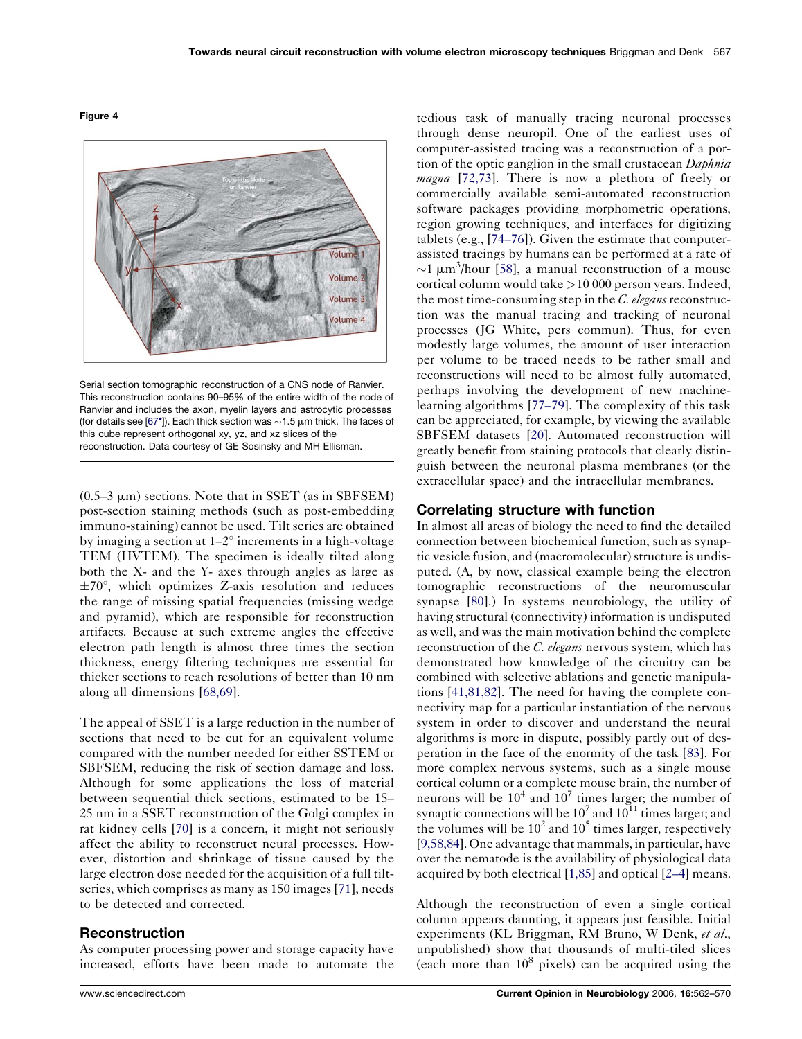Figure 4

Top of the Node of Ranvier

Z

y

X

Volume 1

Volume 2

Volume 3

Volume 4

Serial section tomographic reconstruction of a CNS node of Ranvier. This reconstruction contains 90–95% of the entire width of the node of Ranvier and includes the axon, myelin layers and astrocytic processes (for details see [67•]). Each thick section was ~1.5 μm thick. The faces of this cube represent orthogonal xy, yz, and xz slices of the reconstruction. Data courtesy of GE Sosinsky and MH Ellisman.

(0.5–3 μm) sections. Note that in SSET (as in SBFSEM) post-section staining methods (such as post-embedding immuno-staining) cannot be used. Tilt series are obtained by imaging a section at 1–2° increments in a high-voltage TEM (HVTEM). The specimen is ideally tilted along both the X- and the Y- axes through angles as large as ±70°, which optimizes Z-axis resolution and reduces the range of missing spatial frequencies (missing wedge and pyramid), which are responsible for reconstruction artifacts. Because at such extreme angles the effective electron path length is almost three times the section thickness, energy filtering techniques are essential for thicker sections to reach resolutions of better than 10 nm along all dimensions [68,69].

The appeal of SSET is a large reduction in the number of sections that need to be cut for an equivalent volume compared with the number needed for either SSTEM or SBFSEM, reducing the risk of section damage and loss. Although for some applications the loss of material between sequential thick sections, estimated to be 15–25 nm in a SSET reconstruction of the Golgi complex in rat kidney cells [70] is a concern, it might not seriously affect the ability to reconstruct neural processes. However, distortion and shrinkage of tissue caused by the large electron dose needed for the acquisition of a full tilt-series, which comprises as many as 150 images [71], needs to be detected and corrected.

## Reconstruction

As computer processing power and storage capacity have increased, efforts have been made to automate the tedious task of manually tracing neuronal processes through dense neuropil. One of the earliest uses of computer-assisted tracing was a reconstruction of a portion of the optic ganglion in the small crustacean *Daphnia magna* [72,73]. There is now a plethora of freely or commercially available semi-automated reconstruction software packages providing morphometric operations, region growing techniques, and interfaces for digitizing tablets (e.g., [74–76]). Given the estimate that computer-assisted tracings by humans can be performed at a rate of ~1 $\mu m^3$/hour [58], a manual reconstruction of a mouse cortical column would take >10 000 person years. Indeed, the most time-consuming step in the *C. elegans* reconstruction was the manual tracing and tracking of neuronal processes (JG White, pers commun). Thus, for even modestly large volumes, the amount of user interaction per volume to be traced needs to be rather small and reconstructions will need to be almost fully automated, perhaps involving the development of new machine-learning algorithms [77–79]. The complexity of this task can be appreciated, for example, by viewing the available SBFSEM datasets [20]. Automated reconstruction will greatly benefit from staining protocols that clearly distinguish between the neuronal plasma membranes (or the extracellular space) and the intracellular membranes.

## Correlating structure with function

In almost all areas of biology the need to find the detailed connection between biochemical function, such as synaptic vesicle fusion, and (macromolecular) structure is undisputed. (A, by now, classical example being the electron tomographic reconstructions of the neuromuscular synapse [80].) In systems neurobiology, the utility of having structural (connectivity) information is undisputed as well, and was the main motivation behind the complete reconstruction of the *C. elegans* nervous system, which has demonstrated how knowledge of the circuitry can be combined with selective ablations and genetic manipulations [41,81,82]. The need for having the complete connectivity map for a particular instantiation of the nervous system in order to discover and understand the neural algorithms is more in dispute, possibly partly out of desperation in the face of the enormity of the task [83]. For more complex nervous systems, such as a single mouse cortical column or a complete mouse brain, the number of neurons will be $10^4$ and $10^7$ times larger; the number of synaptic connections will be $10^7$ and $10^{11}$ times larger; and the volumes will be $10^2$ and $10^5$ times larger, respectively [9,58,84]. One advantage that mammals, in particular, have over the nematode is the availability of physiological data acquired by both electrical [1,85] and optical [2–4] means.

Although the reconstruction of even a single cortical column appears daunting, it appears just feasible. Initial experiments (KL Briggman, RM Bruno, W Denk, *et al.*, unpublished) show that thousands of multi-tiled slices (each more than $10^8$ pixels) can be acquired using the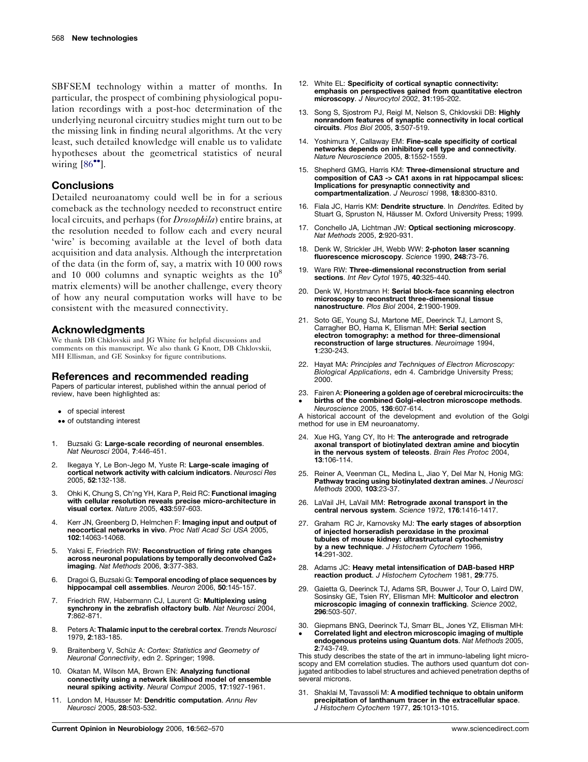SBFSEM technology within a matter of months. In particular, the prospect of combining physiological population recordings with a post-hoc determination of the underlying neuronal circuitry studies might turn out to be the missing link in finding neural algorithms. At the very least, such detailed knowledge will enable us to validate hypotheses about the geometrical statistics of neural wiring [86••].

## Conclusions

Detailed neuroanatomy could well be in for a serious comeback as the technology needed to reconstruct entire local circuits, and perhaps (for *Drosophila*) entire brains, at the resolution needed to follow each and every neural 'wire' is becoming available at the level of both data acquisition and data analysis. Although the interpretation of the data (in the form of, say, a matrix with 10 000 rows and 10 000 columns and synaptic weights as the $10^8$ matrix elements) will be another challenge, every theory of how any neural computation works will have to be consistent with the measured connectivity.

## Acknowledgments

We thank DB Chklovskii and JG White for helpful discussions and comments on this manuscript. We also thank G Knott, DB Chklovskii, MH Ellisman, and GE Sosinksy for figure contributions.

## References and recommended reading

Papers of particular interest, published within the annual period of review, have been highlighted as:

- • of special interest
- •• of outstanding interest

1. Buzsaki G: **Large-scale recording of neuronal ensembles**. *Nat Neurosci* 2004, **7**:446-451.
2. Ikegaya Y, Le Bon-Jego M, Yuste R: **Large-scale imaging of cortical network activity with calcium indicators**. *Neurosci Res* 2005, **52**:132-138.
3. Ohki K, Chung S, Ch'ng YH, Kara P, Reid RC: **Functional imaging with cellular resolution reveals precise micro-architecture in visual cortex**. *Nature* 2005, **433**:597-603.
4. Kerr JN, Greenberg D, Helmchen F: **Imaging input and output of neocortical networks in vivo**. *Proc Natl Acad Sci USA* 2005, **102**:14063-14068.
5. Yaksi E, Friedrich RW: **Reconstruction of firing rate changes across neuronal populations by temporally deconvolved Ca2+ imaging**. *Nat Methods* 2006, **3**:377-383.
6. Dragoi G, Buzsaki G: **Temporal encoding of place sequences by hippocampal cell assemblies**. *Neuron* 2006, **50**:145-157.
7. Friedrich RW, Habermann CJ, Laurent G: **Multiplexing using synchrony in the zebrafish olfactory bulb**. *Nat Neurosci* 2004, **7**:862-871.
8. Peters A: **Thalamic input to the cerebral cortex**. *Trends Neurosci* 1979, **2**:183-185.
9. Braitenberg V, Schüz A: *Cortex: Statistics and Geometry of Neuronal Connectivity*, edn 2. Springer; 1998.
10. Okatan M, Wilson MA, Brown EN: **Analyzing functional connectivity using a network likelihood model of ensemble neural spiking activity**. *Neural Comput* 2005, **17**:1927-1961.
11. London M, Hausser M: **Dendritic computation**. *Annu Rev Neurosci* 2005, **28**:503-532.
12. White EL: **Specificity of cortical synaptic connectivity: emphasis on perspectives gained from quantitative electron microscopy**. *J Neurocytol* 2002, **31**:195-202.
13. Song S, Sjostrom PJ, Reigl M, Nelson S, Chklovskii DB: **Highly nonrandom features of synaptic connectivity in local cortical circuits**. *Plos Biol* 2005, **3**:507-519.
14. Yoshimura Y, Callaway EM: **Fine-scale specificity of cortical networks depends on inhibitory cell type and connectivity**. *Nature Neuroscience* 2005, **8**:1552-1559.
15. Shepherd GMG, Harris KM: **Three-dimensional structure and composition of CA3 -> CA1 axons in rat hippocampal slices: Implications for presynaptic connectivity and compartmentalization**. *J Neurosci* 1998, **18**:8300-8310.
16. Fiala JC, Harris KM: **Dendrite structure**. In *Dendrites.* Edited by Stuart G, Spruston N, Häusser M. Oxford University Press; 1999.
17. Conchello JA, Lichtman JW: **Optical sectioning microscopy**. *Nat Methods* 2005, **2**:920-931.
18. Denk W, Strickler JH, Webb WW: **2-photon laser scanning fluorescence microscopy**. *Science* 1990, **248**:73-76.
19. Ware RW: **Three-dimensional reconstruction from serial sections**. *Int Rev Cytol* 1975, **40**:325-440.
20. Denk W, Horstmann H: **Serial block-face scanning electron microscopy to reconstruct three-dimensional tissue nanostructure**. *Plos Biol* 2004, **2**:1900-1909.
21. Soto GE, Young SJ, Martone ME, Deerinck TJ, Lamont S, Carragher BO, Hama K, Ellisman MH: **Serial section electron tomography: a method for three-dimensional reconstruction of large structures**. *Neuroimage* 1994, **1**:230-243.
22. Hayat MA: *Principles and Techniques of Electron Microscopy: Biological Applications*, edn 4. Cambridge University Press; 2000.
23. • Fairen A: **Pioneering a golden age of cerebral microcircuits: the births of the combined Golgi-electron microscope methods**. *Neuroscience* 2005, **136**:607-614.

    A historical account of the development and evolution of the Golgi method for use in EM neuroanatomy.
24. Xue HG, Yang CY, Ito H: **The anterograde and retrograde axonal transport of biotinylated dextran amine and biocytin in the nervous system of teleosts**. *Brain Res Protoc* 2004, **13**:106-114.
25. Reiner A, Veenman CL, Medina L, Jiao Y, Del Mar N, Honig MG: **Pathway tracing using biotinylated dextran amines**. *J Neurosci Methods* 2000, **103**:23-37.
26. LaVail JH, LaVail MM: **Retrograde axonal transport in the central nervous system**. *Science* 1972, **176**:1416-1417.
27. Graham RC Jr, Karnovsky MJ: **The early stages of absorption of injected horseradish peroxidase in the proximal tubules of mouse kidney: ultrastructural cytochemistry by a new technique**. *J Histochem Cytochem* 1966, **14**:291-302.
28. Adams JC: **Heavy metal intensification of DAB-based HRP reaction product**. *J Histochem Cytochem* 1981, **29**:775.
29. Gaietta G, Deerinck TJ, Adams SR, Bouwer J, Tour O, Laird DW, Sosinsky GE, Tsien RY, Ellisman MH: **Multicolor and electron microscopic imaging of connexin trafficking**. *Science* 2002, **296**:503-507.
30. • Giepmans BNG, Deerinck TJ, Smarr BL, Jones YZ, Ellisman MH: **Correlated light and electron microscopic imaging of multiple endogenous proteins using Quantum dots**. *Nat Methods* 2005, **2**:743-749.

    This study describes the state of the art in immuno-labeling light microscopy and EM correlation studies. The authors used quantum dot conjugated antibodies to label structures and achieved penetration depths of several microns.
31. Shaklai M, Tavassoli M: **A modified technique to obtain uniform precipitation of lanthanum tracer in the extracellular space**. *J Histochem Cytochem* 1977, **25**:1013-1015.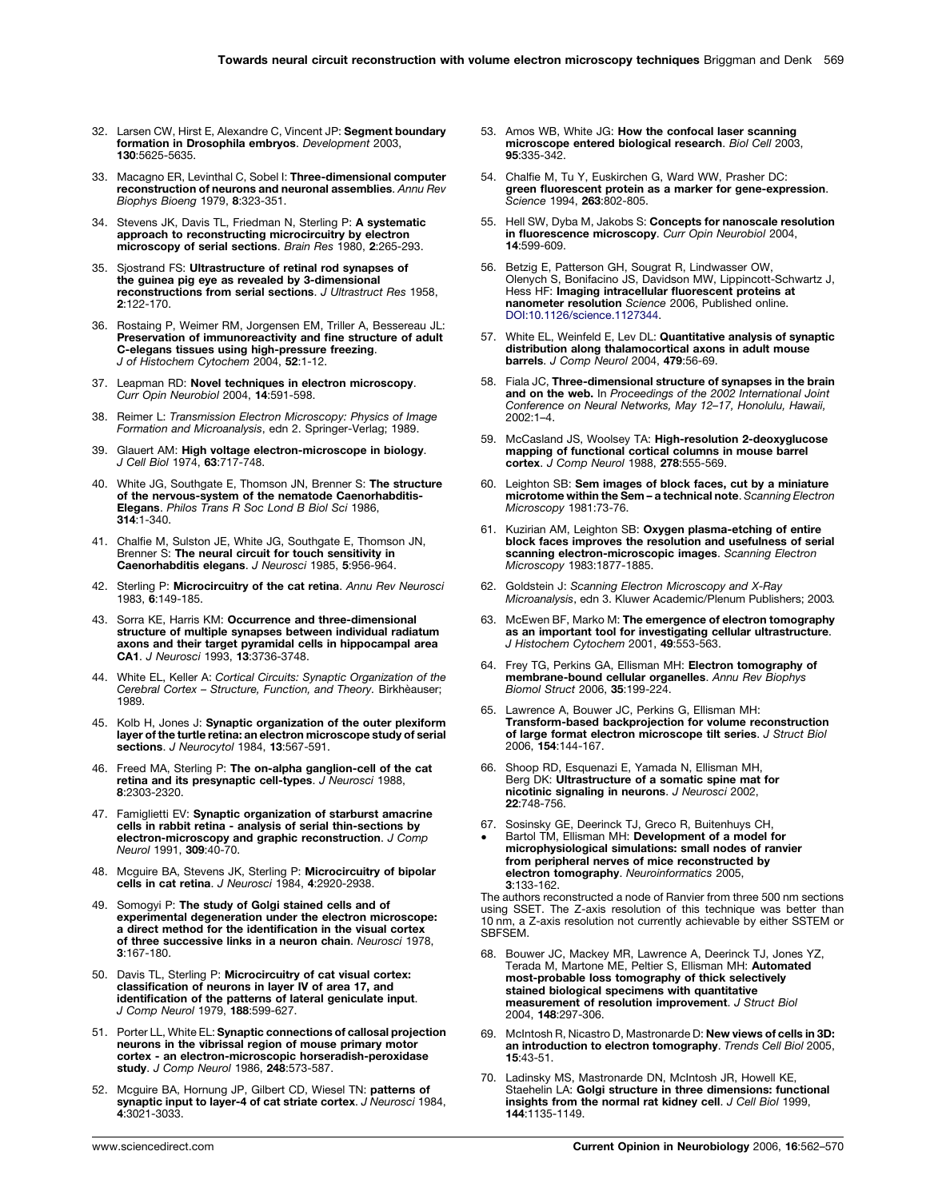32. Larsen CW, Hirst E, Alexandre C, Vincent JP: **Segment boundary formation in Drosophila embryos**. *Development* 2003, **130**:5625-5635.

33. Macagno ER, Levinthal C, Sobel I: **Three-dimensional computer reconstruction of neurons and neuronal assemblies**. *Annu Rev Biophys Bioeng* 1979, **8**:323-351.

34. Stevens JK, Davis TL, Friedman N, Sterling P: **A systematic approach to reconstructing microcircuitry by electron microscopy of serial sections**. *Brain Res* 1980, **2**:265-293.

35. Sjostrand FS: **Ultrastructure of retinal rod synapses of the guinea pig eye as revealed by 3-dimensional reconstructions from serial sections**. *J Ultrastruct Res* 1958, **2**:122-170.

36. Rostaing P, Weimer RM, Jorgensen EM, Triller A, Bessereau JL: **Preservation of immunoreactivity and fine structure of adult C-elegans tissues using high-pressure freezing**. *J of Histochem Cytochem* 2004, **52**:1-12.

37. Leapman RD: **Novel techniques in electron microscopy**. *Curr Opin Neurobiol* 2004, **14**:591-598.

38. Reimer L: *Transmission Electron Microscopy: Physics of Image Formation and Microanalysis*, edn 2. Springer-Verlag; 1989.

39. Glauert AM: **High voltage electron-microscope in biology**. *J Cell Biol* 1974, **63**:717-748.

40. White JG, Southgate E, Thomson JN, Brenner S: **The structure of the nervous-system of the nematode Caenorhabditis-Elegans**. *Philos Trans R Soc Lond B Biol Sci* 1986, **314**:1-340.

41. Chalfie M, Sulston JE, White JG, Southgate E, Thomson JN, Brenner S: **The neural circuit for touch sensitivity in Caenorhabditis elegans**. *J Neurosci* 1985, **5**:956-964.

42. Sterling P: **Microcircuitry of the cat retina**. *Annu Rev Neurosci* 1983, **6**:149-185.

43. Sorra KE, Harris KM: **Occurrence and three-dimensional structure of multiple synapses between individual radiatum axons and their target pyramidal cells in hippocampal area CA1**. *J Neurosci* 1993, **13**:3736-3748.

44. White EL, Keller A: *Cortical Circuits: Synaptic Organization of the Cerebral Cortex – Structure, Function, and Theory.* Birkhèauser; 1989.

45. Kolb H, Jones J: **Synaptic organization of the outer plexiform layer of the turtle retina: an electron microscope study of serial sections**. *J Neurocytol* 1984, **13**:567-591.

46. Freed MA, Sterling P: **The on-alpha ganglion-cell of the cat retina and its presynaptic cell-types**. *J Neurosci* 1988, **8**:2303-2320.

47. Famiglietti EV: **Synaptic organization of starburst amacrine cells in rabbit retina - analysis of serial thin-sections by electron-microscopy and graphic reconstruction**. *J Comp Neurol* 1991, **309**:40-70.

48. Mcguire BA, Stevens JK, Sterling P: **Microcircuitry of bipolar cells in cat retina**. *J Neurosci* 1984, **4**:2920-2938.

49. Somogyi P: **The study of Golgi stained cells and of experimental degeneration under the electron microscope: a direct method for the identification in the visual cortex of three successive links in a neuron chain**. *Neurosci* 1978, **3**:167-180.

50. Davis TL, Sterling P: **Microcircuitry of cat visual cortex: classification of neurons in layer IV of area 17, and identification of the patterns of lateral geniculate input**. *J Comp Neurol* 1979, **188**:599-627.

51. Porter LL, White EL: **Synaptic connections of callosal projection neurons in the vibrissal region of mouse primary motor cortex - an electron-microscopic horseradish-peroxidase study**. *J Comp Neurol* 1986, **248**:573-587.

52. Mcguire BA, Hornung JP, Gilbert CD, Wiesel TN: **patterns of synaptic input to layer-4 of cat striate cortex**. *J Neurosci* 1984, **4**:3021-3033.

53. Amos WB, White JG: **How the confocal laser scanning microscope entered biological research**. *Biol Cell* 2003, **95**:335-342.

54. Chalfie M, Tu Y, Euskirchen G, Ward WW, Prasher DC: **green fluorescent protein as a marker for gene-expression**. *Science* 1994, **263**:802-805.

55. Hell SW, Dyba M, Jakobs S: **Concepts for nanoscale resolution in fluorescence microscopy**. *Curr Opin Neurobiol* 2004, **14**:599-609.

56. Betzig E, Patterson GH, Sougrat R, Lindwasser OW, Olenych S, Bonifacino JS, Davidson MW, Lippincott-Schwartz J, Hess HF: **Imaging intracellular fluorescent proteins at nanometer resolution** *Science* 2006, Published online. DOI:10.1126/science.1127344.

57. White EL, Weinfeld E, Lev DL: **Quantitative analysis of synaptic distribution along thalamocortical axons in adult mouse barrels**. *J Comp Neurol* 2004, **479**:56-69.

58. Fiala JC, **Three-dimensional structure of synapses in the brain and on the web.** In *Proceedings of the 2002 International Joint Conference on Neural Networks, May 12–17, Honolulu, Hawaii,* 2002:1–4.

59. McCasland JS, Woolsey TA: **High-resolution 2-deoxyglucose mapping of functional cortical columns in mouse barrel cortex**. *J Comp Neurol* 1988, **278**:555-569.

60. Leighton SB: **Sem images of block faces, cut by a miniature microtome within the Sem – a technical note**. *Scanning Electron Microscopy* 1981:73-76.

61. Kuzirian AM, Leighton SB: **Oxygen plasma-etching of entire block faces improves the resolution and usefulness of serial scanning electron-microscopic images**. *Scanning Electron Microscopy* 1983:1877-1885.

62. Goldstein J: *Scanning Electron Microscopy and X-Ray Microanalysis*, edn 3. Kluwer Academic/Plenum Publishers; 2003.

63. McEwen BF, Marko M: **The emergence of electron tomography as an important tool for investigating cellular ultrastructure**. *J Histochem Cytochem* 2001, **49**:553-563.

64. Frey TG, Perkins GA, Ellisman MH: **Electron tomography of membrane-bound cellular organelles**. *Annu Rev Biophys Biomol Struct* 2006, **35**:199-224.

65. Lawrence A, Bouwer JC, Perkins G, Ellisman MH: **Transform-based backprojection for volume reconstruction of large format electron microscope tilt series**. *J Struct Biol* 2006, **154**:144-167.

66. Shoop RD, Esquenazi E, Yamada N, Ellisman MH, Berg DK: **Ultrastructure of a somatic spine mat for nicotinic signaling in neurons**. *J Neurosci* 2002, **22**:748-756.

67. • Sosinsky GE, Deerinck TJ, Greco R, Buitenhuys CH, Bartol TM, Ellisman MH: **Development of a model for microphysiological simulations: small nodes of ranvier from peripheral nerves of mice reconstructed by electron tomography**. *Neuroinformatics* 2005, **3**:133-162.

The authors reconstructed a node of Ranvier from three 500 nm sections using SSET. The Z-axis resolution of this technique was better than 10 nm, a Z-axis resolution not currently achievable by either SSTEM or SBFSEM.

68. Bouwer JC, Mackey MR, Lawrence A, Deerinck TJ, Jones YZ, Terada M, Martone ME, Peltier S, Ellisman MH: **Automated most-probable loss tomography of thick selectively stained biological specimens with quantitative measurement of resolution improvement**. *J Struct Biol* 2004, **148**:297-306.

69. McIntosh R, Nicastro D, Mastronarde D: **New views of cells in 3D: an introduction to electron tomography**. *Trends Cell Biol* 2005, **15**:43-51.

70. Ladinsky MS, Mastronarde DN, McIntosh JR, Howell KE, Staehelin LA: **Golgi structure in three dimensions: functional insights from the normal rat kidney cell**. *J Cell Biol* 1999, **144**:1135-1149.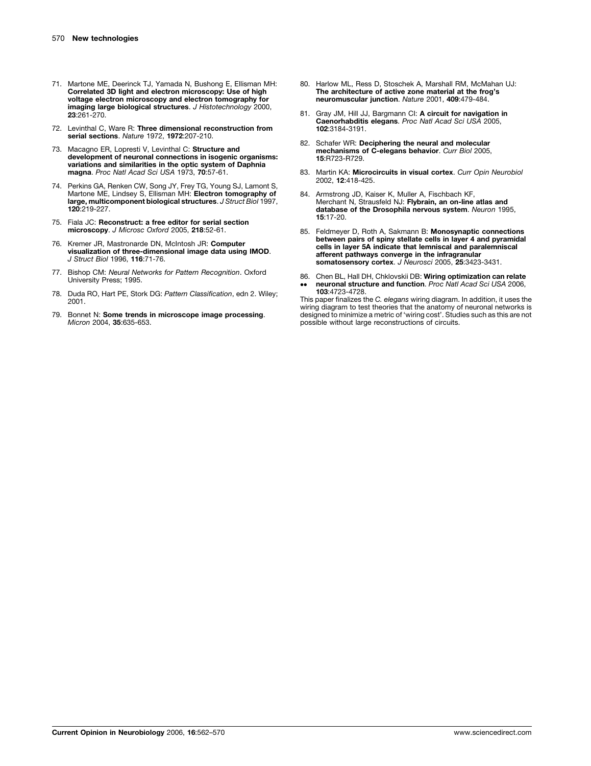71. Martone ME, Deerinck TJ, Yamada N, Bushong E, Ellisman MH: **Correlated 3D light and electron microscopy: Use of high voltage electron microscopy and electron tomography for imaging large biological structures**. *J Histotechnology* 2000, **23**:261-270.

72. Levinthal C, Ware R: **Three dimensional reconstruction from serial sections**. *Nature* 1972, **1972**:207-210.

73. Macagno ER, Lopresti V, Levinthal C: **Structure and development of neuronal connections in isogenic organisms: variations and similarities in the optic system of Daphnia magna**. *Proc Natl Acad Sci USA* 1973, **70**:57-61.

74. Perkins GA, Renken CW, Song JY, Frey TG, Young SJ, Lamont S, Martone ME, Lindsey S, Ellisman MH: **Electron tomography of large, multicomponent biological structures**. *J Struct Biol* 1997, **120**:219-227.

75. Fiala JC: **Reconstruct: a free editor for serial section microscopy**. *J Microsc Oxford* 2005, **218**:52-61.

76. Kremer JR, Mastronarde DN, McIntosh JR: **Computer visualization of three-dimensional image data using IMOD**. *J Struct Biol* 1996, **116**:71-76.

77. Bishop CM: *Neural Networks for Pattern Recognition*. Oxford University Press; 1995.

78. Duda RO, Hart PE, Stork DG: *Pattern Classification*, edn 2. Wiley; 2001.

79. Bonnet N: **Some trends in microscope image processing**. *Micron* 2004, **35**:635-653.

80. Harlow ML, Ress D, Stoschek A, Marshall RM, McMahan UJ: **The architecture of active zone material at the frog's neuromuscular junction**. *Nature* 2001, **409**:479-484.

81. Gray JM, Hill JJ, Bargmann CI: **A circuit for navigation in Caenorhabditis elegans**. *Proc Natl Acad Sci USA* 2005, **102**:3184-3191.

82. Schafer WR: **Deciphering the neural and molecular mechanisms of C-elegans behavior**. *Curr Biol* 2005, **15**:R723-R729.

83. Martin KA: **Microcircuits in visual cortex**. *Curr Opin Neurobiol* 2002, **12**:418-425.

84. Armstrong JD, Kaiser K, Muller A, Fischbach KF, Merchant N, Strausfeld NJ: **Flybrain, an on-line atlas and database of the Drosophila nervous system**. *Neuron* 1995, **15**:17-20.

85. Feldmeyer D, Roth A, Sakmann B: **Monosynaptic connections between pairs of spiny stellate cells in layer 4 and pyramidal cells in layer 5A indicate that lemniscal and paralemniscal afferent pathways converge in the infragranular somatosensory cortex**. *J Neurosci* 2005, **25**:3423-3431.

86. •• Chen BL, Hall DH, Chklovskii DB: **Wiring optimization can relate neuronal structure and function**. *Proc Natl Acad Sci USA* 2006, **103**:4723-4728.

This paper finalizes the *C. elegans* wiring diagram. In addition, it uses the wiring diagram to test theories that the anatomy of neuronal networks is designed to minimize a metric of 'wiring cost'. Studies such as this are not possible without large reconstructions of circuits.